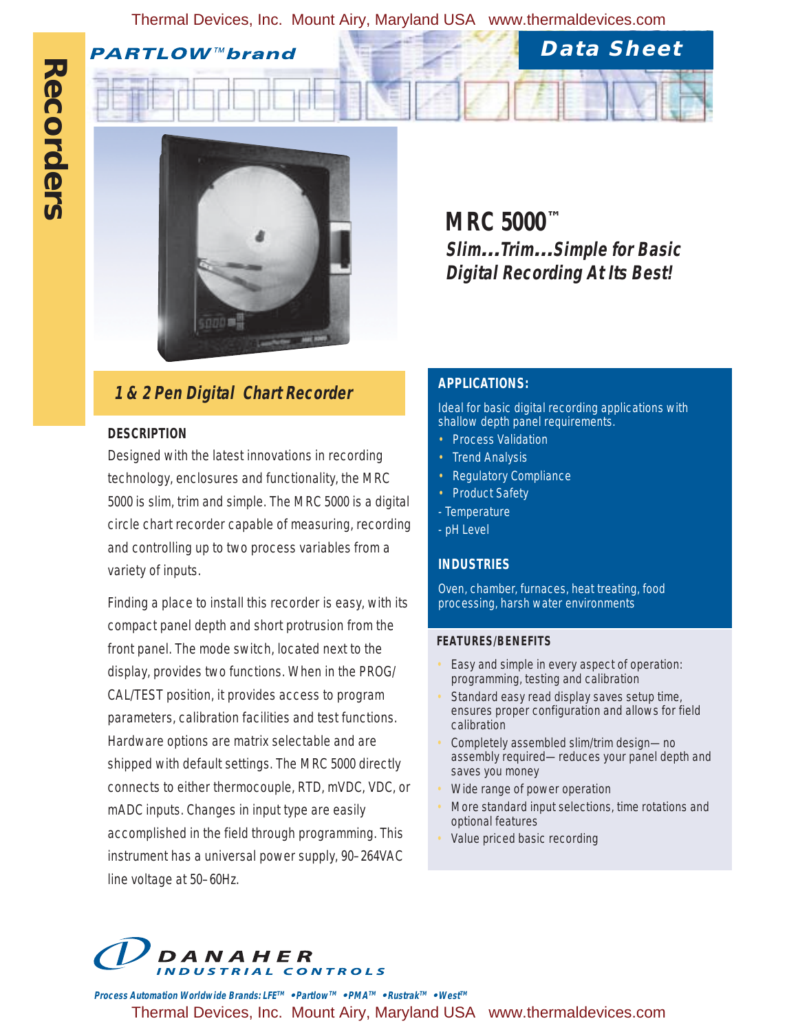Recorders

PARTLOW™ brand

Data Sheet

# MRC 5000™

***Slim…Trim…Simple for Basic Digital Recording At Its Best!***

## *1 & 2 Pen Digital Chart Recorder*

### DESCRIPTION

Designed with the latest innovations in recording technology, enclosures and functionality, the MRC 5000 is slim, trim and simple. The MRC 5000 is a digital circle chart recorder capable of measuring, recording and controlling up to two process variables from a variety of inputs.

Finding a place to install this recorder is easy, with its compact panel depth and short protrusion from the front panel. The mode switch, located next to the display, provides two functions. When in the PROG/CAL/TEST position, it provides access to program parameters, calibration facilities and test functions. Hardware options are matrix selectable and are shipped with default settings. The MRC 5000 directly connects to either thermocouple, RTD, mVDC, VDC, or mADC inputs. Changes in input type are easily accomplished in the field through programming. This instrument has a universal power supply, 90–264VAC line voltage at 50–60Hz.

### APPLICATIONS:

Ideal for basic digital recording applications with shallow depth panel requirements.

- Process Validation
- Trend Analysis
- Regulatory Compliance
- Product Safety

- Temperature
- pH Level

### INDUSTRIES

Oven, chamber, furnaces, heat treating, food processing, harsh water environments

### FEATURES/BENEFITS

- Easy and simple in every aspect of operation: programming, testing and calibration
- Standard easy read display saves setup time, ensures proper configuration and allows for field calibration
- Completely assembled slim/trim design— no assembly required— reduces your panel depth and saves you money
- Wide range of power operation
- More standard input selections, time rotations and optional features
- Value priced basic recording

DANAHER INDUSTRIAL CONTROLS

*Process Automation Worldwide Brands: LFE™ • Partlow™ • PMA™ • Rustrak™ • West™*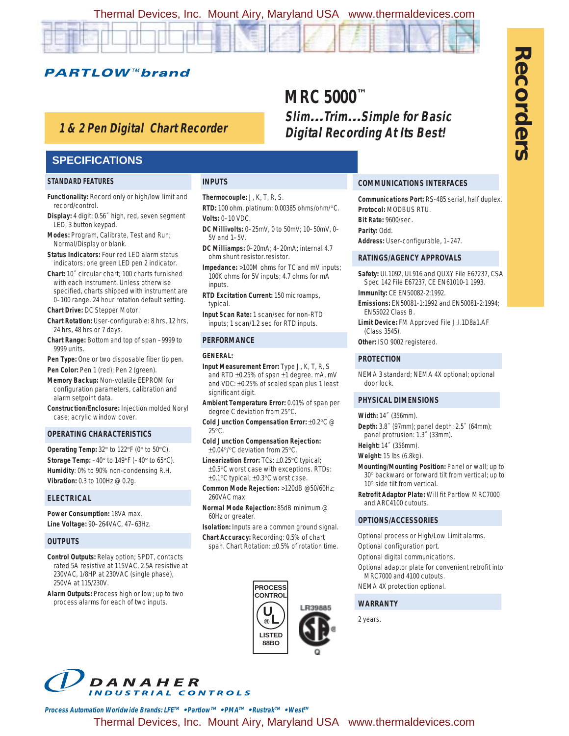**PARTLOW™ brand**

# MRC 5000™

***Slim…Trim…Simple for Basic Digital Recording At Its Best!***

***1 & 2 Pen Digital Chart Recorder***

Recorders

## SPECIFICATIONS

### STANDARD FEATURES

**Functionality:** Record only or high/low limit and record/control.

**Display:** 4 digit; 0.56″ high, red, seven segment LED, 3 button keypad.

**Modes:** Program, Calibrate, Test and Run; Normal/Display or blank.

**Status Indicators:** Four red LED alarm status indicators; one green LED pen 2 indicator.

**Chart:** 10″ circular chart; 100 charts furnished with each instrument. Unless otherwise specified, charts shipped with instrument are 0–100 range. 24 hour rotation default setting.

**Chart Drive:** DC Stepper Motor.

**Chart Rotation:** User-configurable: 8 hrs, 12 hrs, 24 hrs, 48 hrs or 7 days.

**Chart Range:** Bottom and top of span –9999 to 9999 units.

**Pen Type:** One or two disposable fiber tip pen.

**Pen Color:** Pen 1 (red); Pen 2 (green).

**Memory Backup:** Non-volatile EEPROM for configuration parameters, calibration and alarm setpoint data.

**Construction/Enclosure:** Injection molded Noryl case; acrylic window cover.

### OPERATING CHARACTERISTICS

**Operating Temp:** 32° to 122°F (0° to 50°C).

**Storage Temp:** –40° to 149°F (–40° to 65°C).

**Humidity**: 0% to 90% non-condensing R.H.

**Vibration:** 0.3 to 100Hz @ 0.2g.

### ELECTRICAL

**Power Consumption:** 18VA max.

**Line Voltage:** 90–264VAC, 47–63Hz.

### OUTPUTS

**Control Outputs:** Relay option; SPDT, contacts rated 5A resistive at 115VAC, 2.5A resistive at 230VAC, 1/8HP at 230VAC (single phase), 250VA at 115/230V.

**Alarm Outputs:** Process high or low; up to two process alarms for each of two inputs.

### INPUTS

**Thermocouple:** J, K, T, R, S.

**RTD:** 100 ohm, platinum; 0.00385 ohms/ohm/°C.

**Volts:** 0–10 VDC.

**DC Millivolts:** 0–25mV, 0 to 50mV; 10–50mV, 0–5V and 1–5V.

**DC Milliamps:** 0–20mA; 4–20mA; internal 4.7 ohm shunt resistor.resistor.

**Impedance:** >100M ohms for TC and mV inputs; 100K ohms for 5V inputs; 4.7 ohms for mA inputs.

**RTD Excitation Current:** 150 microamps, typical.

**Input Scan Rate:** 1 scan/sec for non-RTD inputs; 1 scan/1.2 sec for RTD inputs.

### PERFORMANCE

**GENERAL:**

**Input Measurement Error:** Type J, K, T, R, S and RTD ±0.25% of span ±1 degree. mA, mV and VDC: ±0.25% of scaled span plus 1 least significant digit.

**Ambient Temperature Error:** 0.01% of span per degree C deviation from 25°C.

**Cold Junction Compensation Error:** ±0.2°C @ 25°C.

**Cold Junction Compensation Rejection:** ±0.04°/°C deviation from 25°C.

**Linearization Error:** TCs: ±0.25°C typical; ±0.5°C worst case with exceptions. RTDs: ±0.1°C typical; ±0.3°C worst case.

**Common Mode Rejection:** >120dB @50/60Hz; 260VAC max.

**Normal Mode Rejection:** 85dB minimum @ 60Hz or greater.

**Isolation:** Inputs are a common ground signal.

**Chart Accuracy:** Recording: 0.5% of chart span. Chart Rotation: ±0.5% of rotation time.

PROCESS CONTROL UL LISTED 88BO

LR39885

### COMMUNICATIONS INTERFACES

**Communications Port:** RS-485 serial, half duplex.

**Protocol:** MODBUS RTU.

**Bit Rate:** 9600/sec.

**Parity:** Odd.

**Address:** User-configurable, 1–247.

### RATINGS/AGENCY APPROVALS

**Safety:** UL1092, UL916 and QUXY File E67237, CSA Spec 142 File E67237, CE EN61010-1 1993.

**Immunity:** CE EN50082-2:1992.

**Emissions:** EN50081-1:1992 and EN50081-2:1994; EN55022 Class B.

**Limit Device:** FM Approved File J.I.1D8a1.AF (Class 3545).

**Other:** ISO 9002 registered.

### PROTECTION

NEMA 3 standard; NEMA 4X optional; optional door lock.

### PHYSICAL DIMENSIONS

**Width:** 14″ (356mm).

**Depth:** 3.8″ (97mm); panel depth: 2.5″ (64mm); panel protrusion: 1.3″ (33mm).

**Height:** 14″ (356mm).

**Weight:** 15 lbs (6.8kg).

**Mounting/Mounting Position:** Panel or wall; up to 30° backward or forward tilt from vertical; up to 10° side tilt from vertical.

**Retrofit Adaptor Plate:** Will fit Partlow MRC7000 and ARC4100 cutouts.

### OPTIONS/ACCESSORIES

Optional process or High/Low Limit alarms.

Optional configuration port.

Optional digital communications.

Optional adaptor plate for convenient retrofit into MRC7000 and 4100 cutouts.

NEMA 4X protection optional.

### WARRANTY

2 years.

**DANAHER INDUSTRIAL CONTROLS**

***Process Automation Worldwide Brands: LFE™ •Partlow™ •PMA™ •Rustrak™ •West™***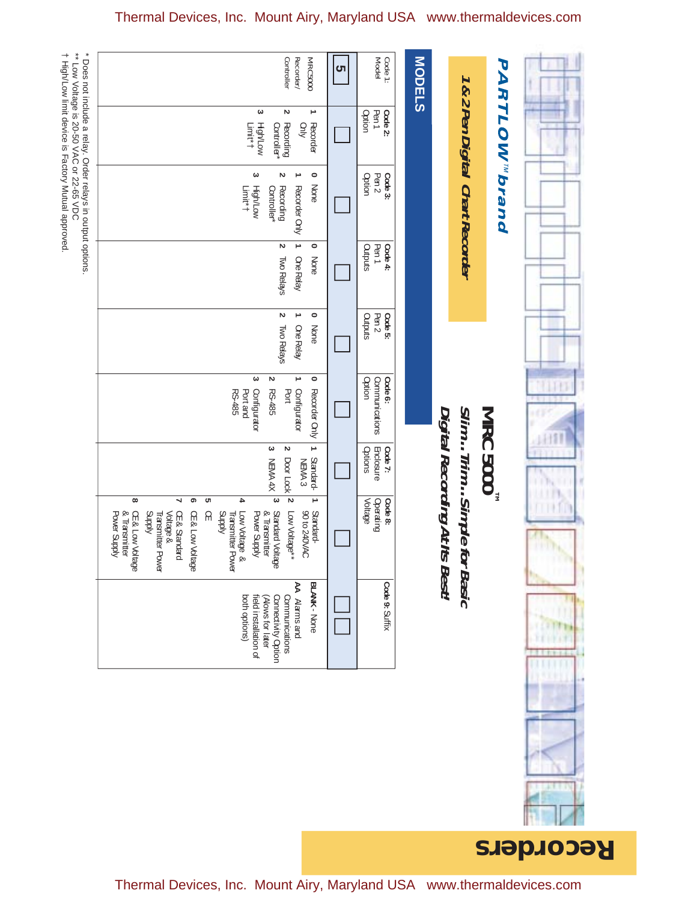# PARTLOW™ brand

## 1 & 2 Pen Digital Chart Recorder

## MRC 5000™

*Slim...Trim...Simple for Basic Digital Recording At Its Best!*

# Recorders

## MODELS

| Code 1: Model | Code 2: Pen 1 Option | Code 3: Pen 2 Option | Code 4: Pen 1 Outputs | Code 5: Pen 2 Outputs | Code 6: Communications Option | Code 7: Enclosure Options | Code 8: Operating Voltage | Code 9: Suffix |
|---|---|---|---|---|---|---|---|---|
| 5 | ☐ | ☐ | ☐ | ☐ | ☐ | ☐ | ☐ | ☐☐ |
| MRC5000 Recorder/ Controller | **1** Recorder Only<br>**2** Recording Controller*<br>**3** High/Low Limit*† | **0** None<br>**1** Recorder Only<br>**2** Recording Controller*<br>**3** High/Low Limit*† | **0** None<br>**1** One Relay<br>**2** Two Relays | **0** None<br>**1** One Relay<br>**2** Two Relays | **0** Recorder Only<br>**1** Configurator Port<br>**2** RS-485<br>**3** Configurator Port and RS-485 | **1** Standard-NEMA 3<br>**2** Door Lock<br>**3** NEMA 4X | **1** Standard-90 to 240VAC<br>**2** Low Voltage**<br>**3** Standard Voltage & Transmitter Power Supply<br>**4** Low Voltage & Transmitter Power Supply<br>**5** CE<br>**6** CE & Low Voltage<br>**7** CE & Standard Voltage & Transmitter Power Supply<br>**8** CE & Low Voltage & Transmitter Power Supply | **BLANK** - None<br>**AA** Alarms and Communications Connectivity Option (Allows for later field installation of both options) |

\* Does not include a relay. Order relays in output options.
\*\* Low Voltage is 20-50 VAC or 22-65 VDC
† High/Low limit device is Factory Mutual approved.